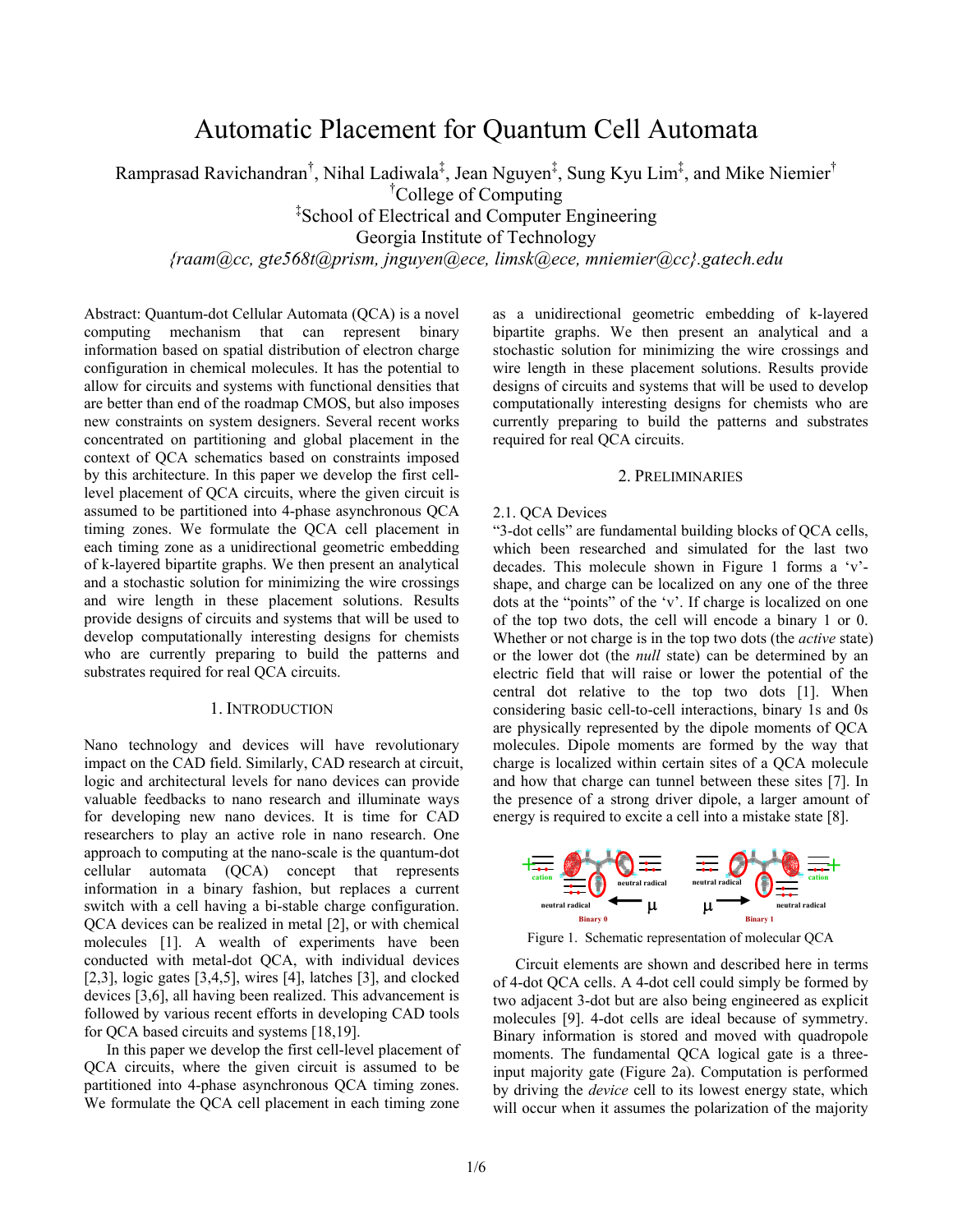# Automatic Placement for Quantum Cell Automata

Ramprasad Ravichandran†, Nihal Ladiwala‡, Jean Nguyen‡, Sung Kyu Lim‡, and Mike Niemier†

†College of Computing

‡School of Electrical and Computer Engineering

Georgia Institute of Technology

*{raam@cc, gte568t@prism, jnguyen@ece, limsk@ece, mniemier@cc}.gatech.edu*

Abstract: Quantum-dot Cellular Automata (QCA) is a novel computing mechanism that can represent binary information based on spatial distribution of electron charge configuration in chemical molecules. It has the potential to allow for circuits and systems with functional densities that are better than end of the roadmap CMOS, but also imposes new constraints on system designers. Several recent works concentrated on partitioning and global placement in the context of QCA schematics based on constraints imposed by this architecture. In this paper we develop the first cell-level placement of QCA circuits, where the given circuit is assumed to be partitioned into 4-phase asynchronous QCA timing zones. We formulate the QCA cell placement in each timing zone as a unidirectional geometric embedding of k-layered bipartite graphs. We then present an analytical and a stochastic solution for minimizing the wire crossings and wire length in these placement solutions. Results provide designs of circuits and systems that will be used to develop computationally interesting designs for chemists who are currently preparing to build the patterns and substrates required for real QCA circuits.

## 1. Introduction

Nano technology and devices will have revolutionary impact on the CAD field. Similarly, CAD research at circuit, logic and architectural levels for nano devices can provide valuable feedbacks to nano research and illuminate ways for developing new nano devices. It is time for CAD researchers to play an active role in nano research. One approach to computing at the nano-scale is the quantum-dot cellular automata (QCA) concept that represents information in a binary fashion, but replaces a current switch with a cell having a bi-stable charge configuration. QCA devices can be realized in metal [2], or with chemical molecules [1]. A wealth of experiments have been conducted with metal-dot QCA, with individual devices [2,3], logic gates [3,4,5], wires [4], latches [3], and clocked devices [3,6], all having been realized. This advancement is followed by various recent efforts in developing CAD tools for QCA based circuits and systems [18,19].

In this paper we develop the first cell-level placement of QCA circuits, where the given circuit is assumed to be partitioned into 4-phase asynchronous QCA timing zones. We formulate the QCA cell placement in each timing zone as a unidirectional geometric embedding of k-layered bipartite graphs. We then present an analytical and a stochastic solution for minimizing the wire crossings and wire length in these placement solutions. Results provide designs of circuits and systems that will be used to develop computationally interesting designs for chemists who are currently preparing to build the patterns and substrates required for real QCA circuits.

## 2. Preliminaries

### 2.1. QCA Devices

"3-dot cells" are fundamental building blocks of QCA cells, which been researched and simulated for the last two decades. This molecule shown in Figure 1 forms a 'v'-shape, and charge can be localized on any one of the three dots at the "points" of the 'v'. If charge is localized on one of the top two dots, the cell will encode a binary 1 or 0. Whether or not charge is in the top two dots (the *active* state) or the lower dot (the *null* state) can be determined by an electric field that will raise or lower the potential of the central dot relative to the top two dots [1]. When considering basic cell-to-cell interactions, binary 1s and 0s are physically represented by the dipole moments of QCA molecules. Dipole moments are formed by the way that charge is localized within certain sites of a QCA molecule and how that charge can tunnel between these sites [7]. In the presence of a strong driver dipole, a larger amount of energy is required to excite a cell into a mistake state [8].

Figure 1. Schematic representation of molecular QCA

Circuit elements are shown and described here in terms of 4-dot QCA cells. A 4-dot cell could simply be formed by two adjacent 3-dot but are also being engineered as explicit molecules [9]. 4-dot cells are ideal because of symmetry. Binary information is stored and moved with quadropole moments. The fundamental QCA logical gate is a three-input majority gate (Figure 2a). Computation is performed by driving the *device* cell to its lowest energy state, which will occur when it assumes the polarization of the majority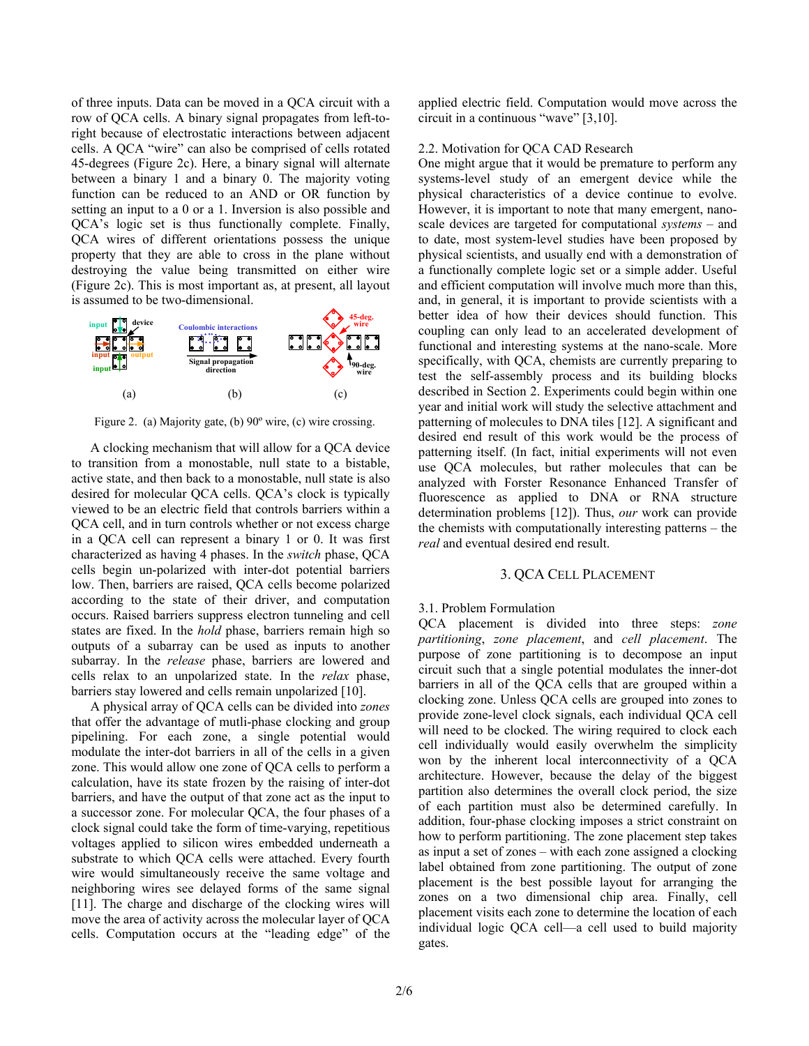of three inputs. Data can be moved in a QCA circuit with a row of QCA cells. A binary signal propagates from left-to-right because of electrostatic interactions between adjacent cells. A QCA "wire" can also be comprised of cells rotated 45-degrees (Figure 2c). Here, a binary signal will alternate between a binary 1 and a binary 0. The majority voting function can be reduced to an AND or OR function by setting an input to a 0 or a 1. Inversion is also possible and QCA's logic set is thus functionally complete. Finally, QCA wires of different orientations possess the unique property that they are able to cross in the plane without destroying the value being transmitted on either wire (Figure 2c). This is most important as, at present, all layout is assumed to be two-dimensional.

Figure 2. (a) Majority gate, (b) 90º wire, (c) wire crossing.

A clocking mechanism that will allow for a QCA device to transition from a monostable, null state to a bistable, active state, and then back to a monostable, null state is also desired for molecular QCA cells. QCA's clock is typically viewed to be an electric field that controls barriers within a QCA cell, and in turn controls whether or not excess charge in a QCA cell can represent a binary 1 or 0. It was first characterized as having 4 phases. In the *switch* phase, QCA cells begin un-polarized with inter-dot potential barriers low. Then, barriers are raised, QCA cells become polarized according to the state of their driver, and computation occurs. Raised barriers suppress electron tunneling and cell states are fixed. In the *hold* phase, barriers remain high so outputs of a subarray can be used as inputs to another subarray. In the *release* phase, barriers are lowered and cells relax to an unpolarized state. In the *relax* phase, barriers stay lowered and cells remain unpolarized [10].

A physical array of QCA cells can be divided into *zones* that offer the advantage of mutli-phase clocking and group pipelining. For each zone, a single potential would modulate the inter-dot barriers in all of the cells in a given zone. This would allow one zone of QCA cells to perform a calculation, have its state frozen by the raising of inter-dot barriers, and have the output of that zone act as the input to a successor zone. For molecular QCA, the four phases of a clock signal could take the form of time-varying, repetitious voltages applied to silicon wires embedded underneath a substrate to which QCA cells were attached. Every fourth wire would simultaneously receive the same voltage and neighboring wires see delayed forms of the same signal [11]. The charge and discharge of the clocking wires will move the area of activity across the molecular layer of QCA cells. Computation occurs at the "leading edge" of the applied electric field. Computation would move across the circuit in a continuous "wave" [3,10].

### 2.2. Motivation for QCA CAD Research

One might argue that it would be premature to perform any systems-level study of an emergent device while the physical characteristics of a device continue to evolve. However, it is important to note that many emergent, nano-scale devices are targeted for computational *systems* – and to date, most system-level studies have been proposed by physical scientists, and usually end with a demonstration of a functionally complete logic set or a simple adder. Useful and efficient computation will involve much more than this, and, in general, it is important to provide scientists with a better idea of how their devices should function. This coupling can only lead to an accelerated development of functional and interesting systems at the nano-scale. More specifically, with QCA, chemists are currently preparing to test the self-assembly process and its building blocks described in Section 2. Experiments could begin within one year and initial work will study the selective attachment and patterning of molecules to DNA tiles [12]. A significant and desired end result of this work would be the process of patterning itself. (In fact, initial experiments will not even use QCA molecules, but rather molecules that can be analyzed with Forster Resonance Enhanced Transfer of fluorescence as applied to DNA or RNA structure determination problems [12]). Thus, *our* work can provide the chemists with computationally interesting patterns – the *real* and eventual desired end result.

## 3. QCA Cell Placement

### 3.1. Problem Formulation

QCA placement is divided into three steps: *zone partitioning*, *zone placement*, and *cell placement*. The purpose of zone partitioning is to decompose an input circuit such that a single potential modulates the inner-dot barriers in all of the QCA cells that are grouped within a clocking zone. Unless QCA cells are grouped into zones to provide zone-level clock signals, each individual QCA cell will need to be clocked. The wiring required to clock each cell individually would easily overwhelm the simplicity won by the inherent local interconnectivity of a QCA architecture. However, because the delay of the biggest partition also determines the overall clock period, the size of each partition must also be determined carefully. In addition, four-phase clocking imposes a strict constraint on how to perform partitioning. The zone placement step takes as input a set of zones – with each zone assigned a clocking label obtained from zone partitioning. The output of zone placement is the best possible layout for arranging the zones on a two dimensional chip area. Finally, cell placement visits each zone to determine the location of each individual logic QCA cell—a cell used to build majority gates.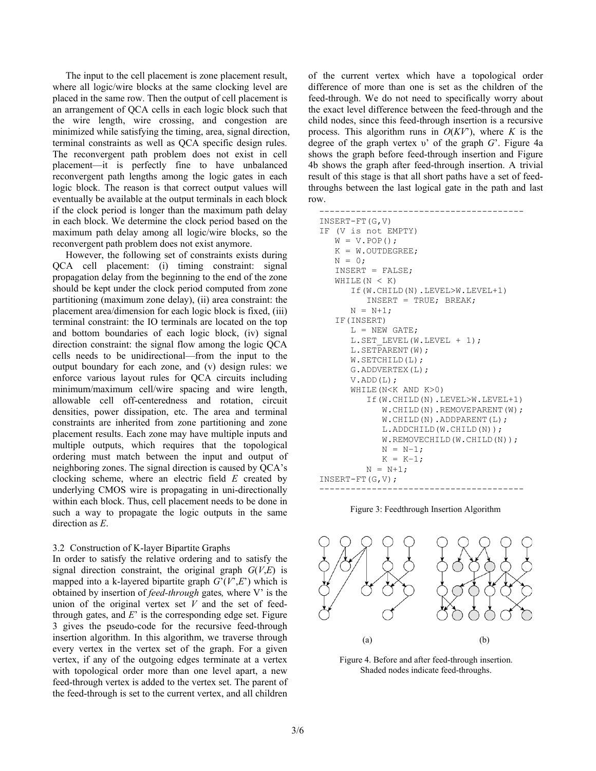The input to the cell placement is zone placement result, where all logic/wire blocks at the same clocking level are placed in the same row. Then the output of cell placement is an arrangement of QCA cells in each logic block such that the wire length, wire crossing, and congestion are minimized while satisfying the timing, area, signal direction, terminal constraints as well as QCA specific design rules. The reconvergent path problem does not exist in cell placement—it is perfectly fine to have unbalanced reconvergent path lengths among the logic gates in each logic block. The reason is that correct output values will eventually be available at the output terminals in each block if the clock period is longer than the maximum path delay in each block. We determine the clock period based on the maximum path delay among all logic/wire blocks, so the reconvergent path problem does not exist anymore.

However, the following set of constraints exists during QCA cell placement: (i) timing constraint: signal propagation delay from the beginning to the end of the zone should be kept under the clock period computed from zone partitioning (maximum zone delay), (ii) area constraint: the placement area/dimension for each logic block is fixed, (iii) terminal constraint: the IO terminals are located on the top and bottom boundaries of each logic block, (iv) signal direction constraint: the signal flow among the logic QCA cells needs to be unidirectional—from the input to the output boundary for each zone, and (v) design rules: we enforce various layout rules for QCA circuits including minimum/maximum cell/wire spacing and wire length, allowable cell off-centeredness and rotation, circuit densities, power dissipation, etc. The area and terminal constraints are inherited from zone partitioning and zone placement results. Each zone may have multiple inputs and multiple outputs, which requires that the topological ordering must match between the input and output of neighboring zones. The signal direction is caused by QCA's clocking scheme, where an electric field *E* created by underlying CMOS wire is propagating in uni-directionally within each block. Thus, cell placement needs to be done in such a way to propagate the logic outputs in the same direction as *E*.

### 3.2 Construction of K-layer Bipartite Graphs

In order to satisfy the relative ordering and to satisfy the signal direction constraint, the original graph $G(V,E)$ is mapped into a k-layered bipartite graph $G'(V',E')$ which is obtained by insertion of *feed-through* gates, where V' is the union of the original vertex set $V$ and the set of feed-through gates, and $E'$ is the corresponding edge set. Figure 3 gives the pseudo-code for the recursive feed-through insertion algorithm. In this algorithm, we traverse through every vertex in the vertex set of the graph. For a given vertex, if any of the outgoing edges terminate at a vertex with topological order more than one level apart, a new feed-through vertex is added to the vertex set. The parent of the feed-through is set to the current vertex, and all children of the current vertex which have a topological order difference of more than one is set as the children of the feed-through. We do not need to specifically worry about the exact level difference between the feed-through and the child nodes, since this feed-through insertion is a recursive process. This algorithm runs in $O(KV')$, where $K$ is the degree of the graph vertex $\upsilon'$ of the graph $G'$. Figure 4a shows the graph before feed-through insertion and Figure 4b shows the graph after feed-through insertion. A trivial result of this stage is that all short paths have a set of feed-throughs between the last logical gate in the path and last row.

```
INSERT-FT(G,V)
IF (V is not EMPTY)
   W = V.POP();
   K = W.OUTDEGREE;
   N = 0;
   INSERT = FALSE;
   WHILE(N < K)
      If(W.CHILD(N).LEVEL>W.LEVEL+1)
         INSERT = TRUE; BREAK;
      N = N+1;
   IF(INSERT)
      L = NEW GATE;
      L.SET_LEVEL(W.LEVEL + 1);
      L.SETPARENT(W);
      W.SETCHILD(L);
      G.ADDVERTEX(L);
      V.ADD(L);
      WHILE(N<K AND K>0)
         If(W.CHILD(N).LEVEL>W.LEVEL+1)
            W.CHILD(N).REMOVEPARENT(W);
            W.CHILD(N).ADDPARENT(L);
            L.ADDCHILD(W.CHILD(N));
            W.REMOVECHILD(W.CHILD(N));
            N = N-1;
            K = K-1;
         N = N+1;
INSERT-FT(G,V);
```

Figure 3: Feedthrough Insertion Algorithm

(a) (b)

Figure 4. Before and after feed-through insertion. Shaded nodes indicate feed-throughs.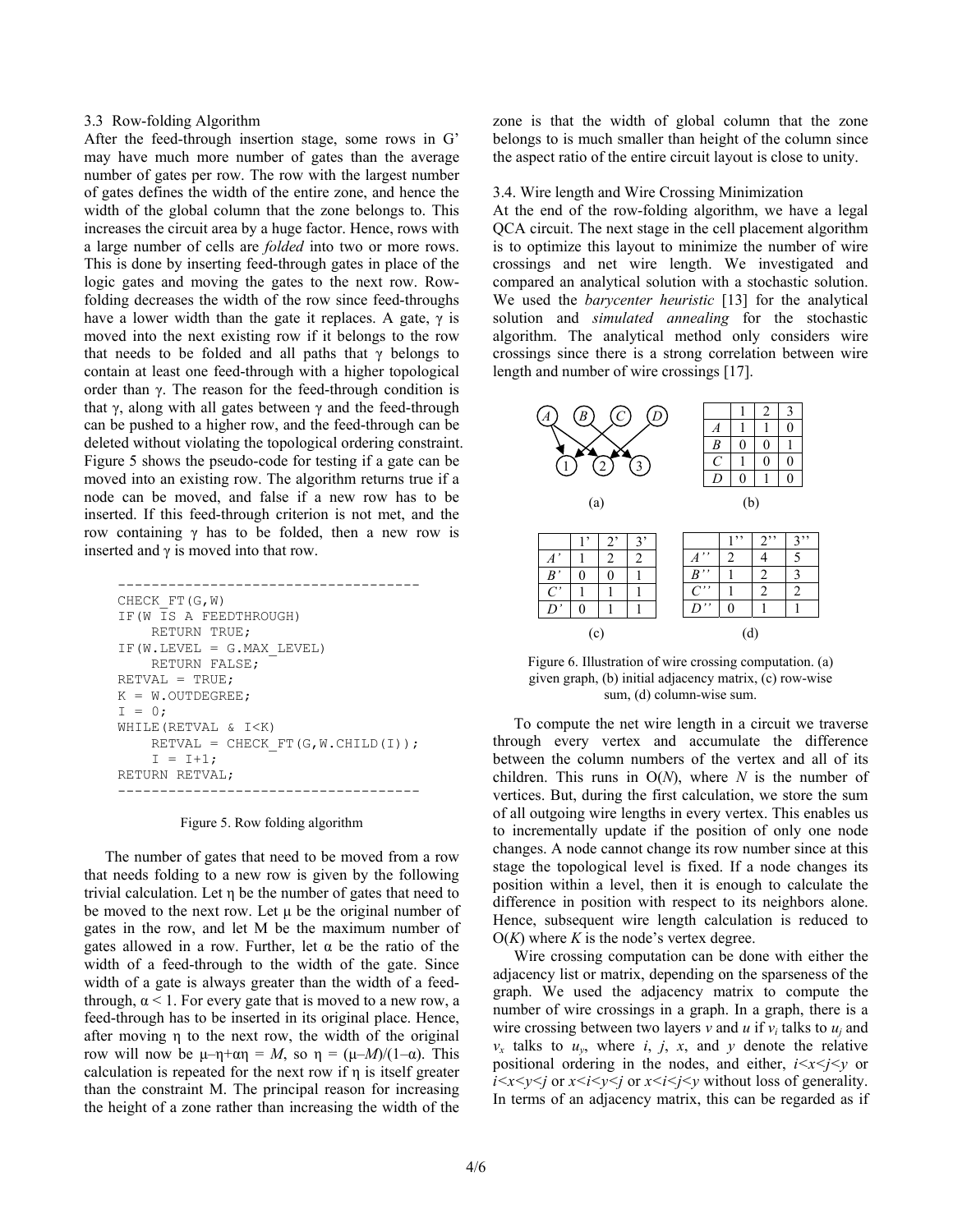### 3.3 Row-folding Algorithm

After the feed-through insertion stage, some rows in G' may have much more number of gates than the average number of gates per row. The row with the largest number of gates defines the width of the entire zone, and hence the width of the global column that the zone belongs to. This increases the circuit area by a huge factor. Hence, rows with a large number of cells are *folded* into two or more rows. This is done by inserting feed-through gates in place of the logic gates and moving the gates to the next row. Row-folding decreases the width of the row since feed-throughs have a lower width than the gate it replaces. A gate, $\gamma$ is moved into the next existing row if it belongs to the row that needs to be folded and all paths that $\gamma$ belongs to contain at least one feed-through with a higher topological order than $\gamma$. The reason for the feed-through condition is that $\gamma$, along with all gates between $\gamma$ and the feed-through can be pushed to a higher row, and the feed-through can be deleted without violating the topological ordering constraint. Figure 5 shows the pseudo-code for testing if a gate can be moved into an existing row. The algorithm returns true if a node can be moved, and false if a new row has to be inserted. If this feed-through criterion is not met, and the row containing $\gamma$ has to be folded, then a new row is inserted and $\gamma$ is moved into that row.

```
CHECK_FT(G,W)
IF(W IS A FEEDTHROUGH)
    RETURN TRUE;
IF(W.LEVEL = G.MAX_LEVEL)
    RETURN FALSE;
RETVAL = TRUE;
K = W.OUTDEGREE;
I = 0;
WHILE(RETVAL & I<K)
    RETVAL = CHECK_FT(G,W.CHILD(I));
    I = I+1;
RETURN RETVAL;
```

Figure 5. Row folding algorithm

The number of gates that need to be moved from a row that needs folding to a new row is given by the following trivial calculation. Let $\eta$ be the number of gates that need to be moved to the next row. Let $\mu$ be the original number of gates in the row, and let M be the maximum number of gates allowed in a row. Further, let $\alpha$ be the ratio of the width of a feed-through to the width of the gate. Since width of a gate is always greater than the width of a feed-through, $\alpha < 1$. For every gate that is moved to a new row, a feed-through has to be inserted in its original place. Hence, after moving $\eta$ to the next row, the width of the original row will now be $\mu-\eta+\alpha\eta = M$, so $\eta = (\mu-M)/(1-\alpha)$. This calculation is repeated for the next row if $\eta$ is itself greater than the constraint M. The principal reason for increasing the height of a zone rather than increasing the width of the zone is that the width of global column that the zone belongs to is much smaller than height of the column since the aspect ratio of the entire circuit layout is close to unity.

### 3.4. Wire length and Wire Crossing Minimization

At the end of the row-folding algorithm, we have a legal QCA circuit. The next stage in the cell placement algorithm is to optimize this layout to minimize the number of wire crossings and net wire length. We investigated and compared an analytical solution with a stochastic solution. We used the *barycenter heuristic* [13] for the analytical solution and *simulated annealing* for the stochastic algorithm. The analytical method only considers wire crossings since there is a strong correlation between wire length and number of wire crossings [17].

(a) [graph: nodes A, B, C, D connected to nodes 1, 2, 3]

(b)

| | 1 | 2 | 3 |
|---|---|---|---|
| *A* | 1 | 1 | 0 |
| *B* | 0 | 0 | 1 |
| *C* | 1 | 0 | 0 |
| *D* | 0 | 1 | 0 |

(c)

| | 1' | 2' | 3' |
|---|---|---|---|
| *A'* | 1 | 2 | 2 |
| *B'* | 0 | 0 | 1 |
| *C'* | 1 | 1 | 1 |
| *D'* | 0 | 1 | 1 |

(d)

| | 1'' | 2'' | 3'' |
|---|---|---|---|
| *A''* | 2 | 4 | 5 |
| *B''* | 1 | 2 | 3 |
| *C''* | 1 | 2 | 2 |
| *D''* | 0 | 1 | 1 |

Figure 6. Illustration of wire crossing computation. (a) given graph, (b) initial adjacency matrix, (c) row-wise sum, (d) column-wise sum.

To compute the net wire length in a circuit we traverse through every vertex and accumulate the difference between the column numbers of the vertex and all of its children. This runs in $O(N)$, where $N$ is the number of vertices. But, during the first calculation, we store the sum of all outgoing wire lengths in every vertex. This enables us to incrementally update if the position of only one node changes. A node cannot change its row number since at this stage the topological level is fixed. If a node changes its position within a level, then it is enough to calculate the difference in position with respect to its neighbors alone. Hence, subsequent wire length calculation is reduced to $O(K)$ where $K$ is the node's vertex degree.

Wire crossing computation can be done with either the adjacency list or matrix, depending on the sparseness of the graph. We used the adjacency matrix to compute the number of wire crossings in a graph. In a graph, there is a wire crossing between two layers $v$ and $u$ if $v_i$ talks to $u_j$ and $v_x$ talks to $u_y$, where $i$, $j$, $x$, and $y$ denote the relative positional ordering in the nodes, and either, $i<x<j<y$ or $i<x<y<j$ or $x<i<y<j$ or $x<i<j<y$ without loss of generality. In terms of an adjacency matrix, this can be regarded as if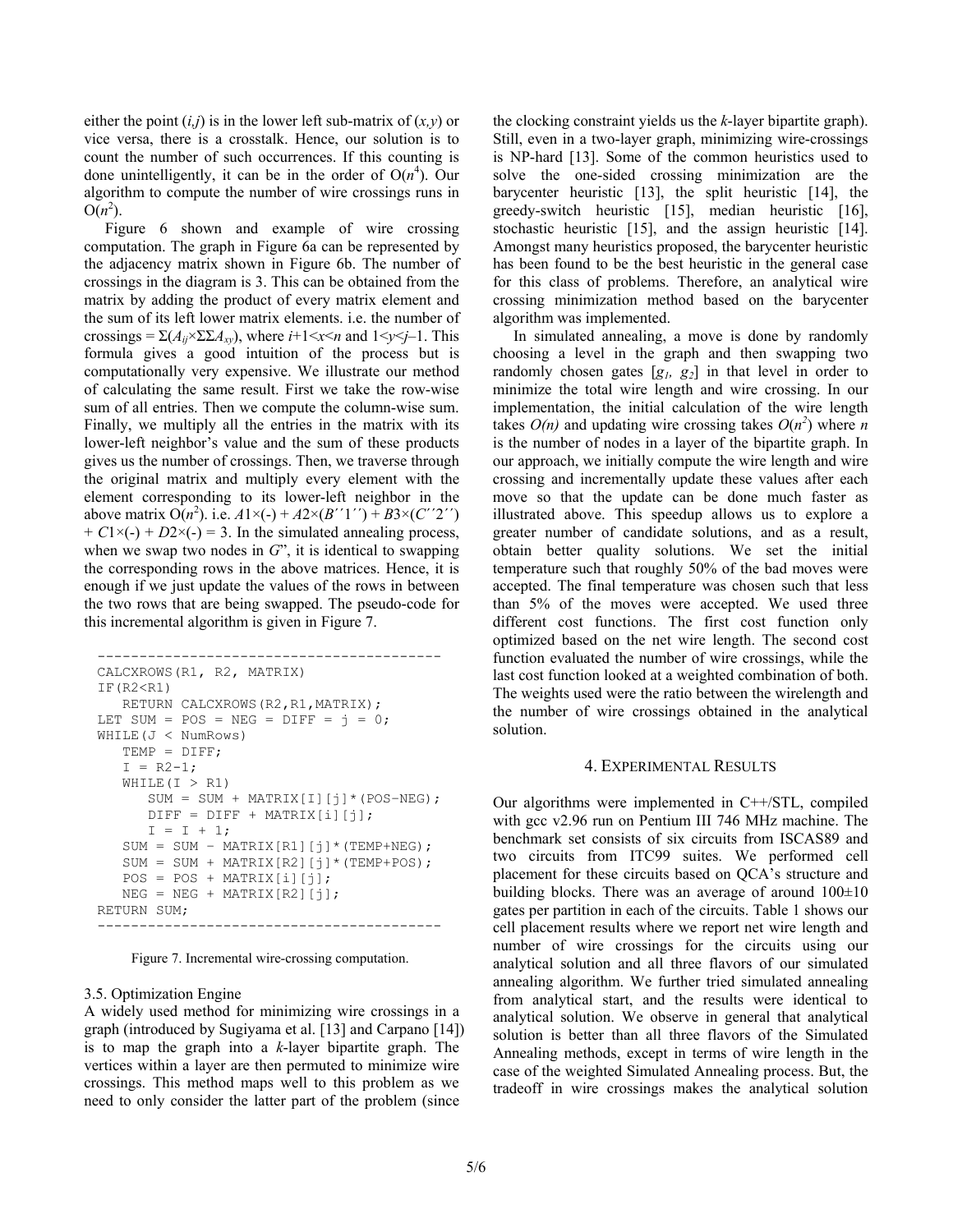either the point $(i,j)$ is in the lower left sub-matrix of $(x,y)$ or vice versa, there is a crosstalk. Hence, our solution is to count the number of such occurrences. If this counting is done unintelligently, it can be in the order of $O(n^4)$. Our algorithm to compute the number of wire crossings runs in $O(n^2)$.

Figure 6 shown and example of wire crossing computation. The graph in Figure 6a can be represented by the adjacency matrix shown in Figure 6b. The number of crossings in the diagram is 3. This can be obtained from the matrix by adding the product of every matrix element and the sum of its left lower matrix elements. i.e. the number of crossings = $\Sigma(A_{ij}\times\Sigma\Sigma A_{xy})$, where $i+1<x<n$ and $1<y<j-1$. This formula gives a good intuition of the process but is computationally very expensive. We illustrate our method of calculating the same result. First we take the row-wise sum of all entries. Then we compute the column-wise sum. Finally, we multiply all the entries in the matrix with its lower-left neighbor's value and the sum of these products gives us the number of crossings. Then, we traverse through the original matrix and multiply every element with the element corresponding to its lower-left neighbor in the above matrix $O(n^2)$. i.e. $A1\times(\text{-}) + A2\times(B''1'') + B3\times(C''2'') + C1\times(\text{-}) + D2\times(\text{-}) = 3$. In the simulated annealing process, when we swap two nodes in $G$", it is identical to swapping the corresponding rows in the above matrices. Hence, it is enough if we just update the values of the rows in between the two rows that are being swapped. The pseudo-code for this incremental algorithm is given in Figure 7.

```
----------------------------------------
CALCXROWS(R1, R2, MATRIX)
IF(R2<R1)
   RETURN CALCXROWS(R2,R1,MATRIX);
LET SUM = POS = NEG = DIFF = j = 0;
WHILE(J < NumRows)
   TEMP = DIFF;
   I = R2-1;
   WHILE(I > R1)
      SUM = SUM + MATRIX[I][j]*(POS-NEG);
      DIFF = DIFF + MATRIX[i][j];
      I = I + 1;
   SUM = SUM - MATRIX[R1][j]*(TEMP+NEG);
   SUM = SUM + MATRIX[R2][j]*(TEMP+POS);
   POS = POS + MATRIX[i][j];
   NEG = NEG + MATRIX[R2][j];
RETURN SUM;
----------------------------------------
```

Figure 7. Incremental wire-crossing computation.

### 3.5. Optimization Engine

A widely used method for minimizing wire crossings in a graph (introduced by Sugiyama et al. [13] and Carpano [14]) is to map the graph into a *k*-layer bipartite graph. The vertices within a layer are then permuted to minimize wire crossings. This method maps well to this problem as we need to only consider the latter part of the problem (since the clocking constraint yields us the *k*-layer bipartite graph). Still, even in a two-layer graph, minimizing wire-crossings is NP-hard [13]. Some of the common heuristics used to solve the one-sided crossing minimization are the barycenter heuristic [13], the split heuristic [14], the greedy-switch heuristic [15], median heuristic [16], stochastic heuristic [15], and the assign heuristic [14]. Amongst many heuristics proposed, the barycenter heuristic has been found to be the best heuristic in the general case for this class of problems. Therefore, an analytical wire crossing minimization method based on the barycenter algorithm was implemented.

In simulated annealing, a move is done by randomly choosing a level in the graph and then swapping two randomly chosen gates $[g_1, g_2]$ in that level in order to minimize the total wire length and wire crossing. In our implementation, the initial calculation of the wire length takes $O(n)$ and updating wire crossing takes $O(n^2)$ where $n$ is the number of nodes in a layer of the bipartite graph. In our approach, we initially compute the wire length and wire crossing and incrementally update these values after each move so that the update can be done much faster as illustrated above. This speedup allows us to explore a greater number of candidate solutions, and as a result, obtain better quality solutions. We set the initial temperature such that roughly 50% of the bad moves were accepted. The final temperature was chosen such that less than 5% of the moves were accepted. We used three different cost functions. The first cost function only optimized based on the net wire length. The second cost function evaluated the number of wire crossings, while the last cost function looked at a weighted combination of both. The weights used were the ratio between the wirelength and the number of wire crossings obtained in the analytical solution.

## 4. Experimental Results

Our algorithms were implemented in C++/STL, compiled with gcc v2.96 run on Pentium III 746 MHz machine. The benchmark set consists of six circuits from ISCAS89 and two circuits from ITC99 suites. We performed cell placement for these circuits based on QCA's structure and building blocks. There was an average of around 100±10 gates per partition in each of the circuits. Table 1 shows our cell placement results where we report net wire length and number of wire crossings for the circuits using our analytical solution and all three flavors of our simulated annealing algorithm. We further tried simulated annealing from analytical start, and the results were identical to analytical solution. We observe in general that analytical solution is better than all three flavors of the Simulated Annealing methods, except in terms of wire length in the case of the weighted Simulated Annealing process. But, the tradeoff in wire crossings makes the analytical solution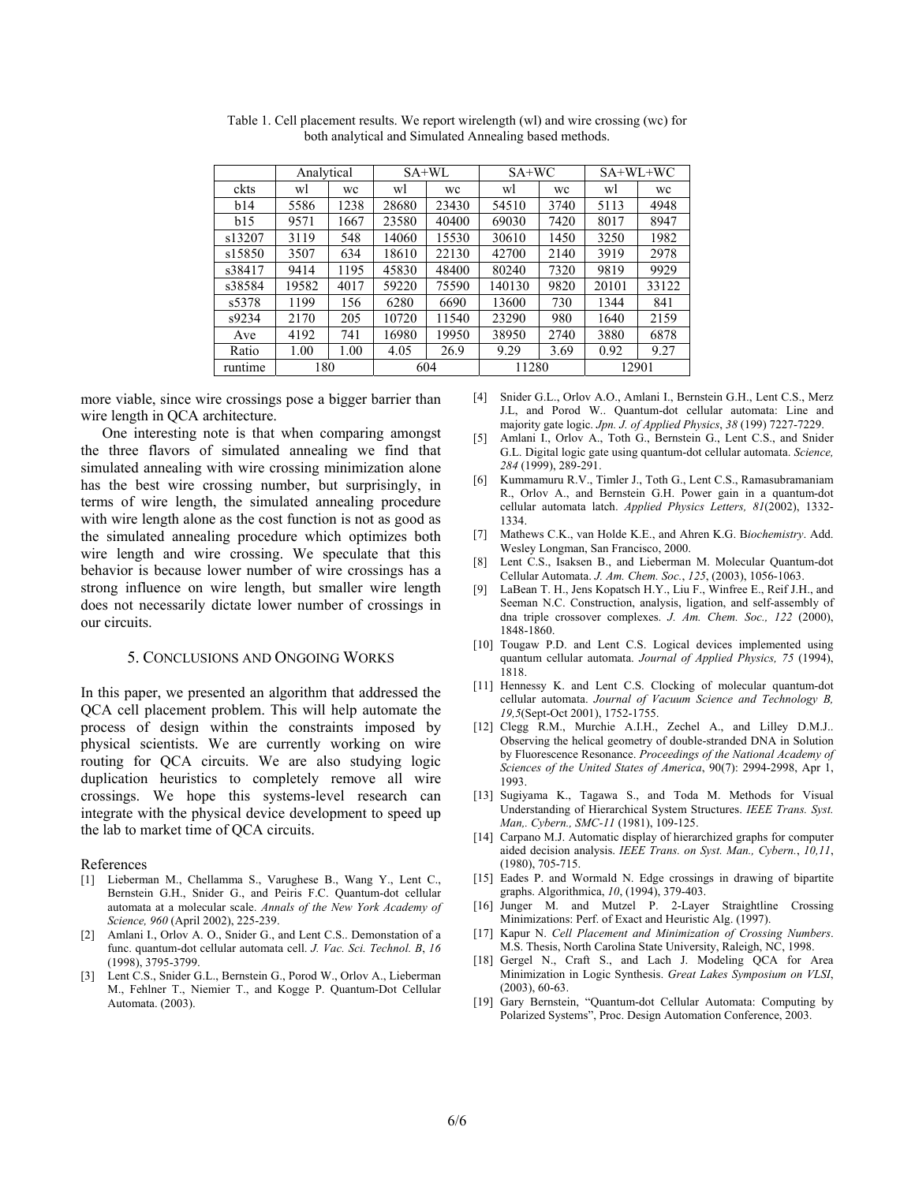Table 1. Cell placement results. We report wirelength (wl) and wire crossing (wc) for both analytical and Simulated Annealing based methods.

| | Analytical | | SA+WL | | SA+WC | | SA+WL+WC | |
|---|---|---|---|---|---|---|---|---|
| ckts | wl | wc | wl | wc | wl | wc | wl | wc |
| b14 | 5586 | 1238 | 28680 | 23430 | 54510 | 3740 | 5113 | 4948 |
| b15 | 9571 | 1667 | 23580 | 40400 | 69030 | 7420 | 8017 | 8947 |
| s13207 | 3119 | 548 | 14060 | 15530 | 30610 | 1450 | 3250 | 1982 |
| s15850 | 3507 | 634 | 18610 | 22130 | 42700 | 2140 | 3919 | 2978 |
| s38417 | 9414 | 1195 | 45830 | 48400 | 80240 | 7320 | 9819 | 9929 |
| s38584 | 19582 | 4017 | 59220 | 75590 | 140130 | 9820 | 20101 | 33122 |
| s5378 | 1199 | 156 | 6280 | 6690 | 13600 | 730 | 1344 | 841 |
| s9234 | 2170 | 205 | 10720 | 11540 | 23290 | 980 | 1640 | 2159 |
| Ave | 4192 | 741 | 16980 | 19950 | 38950 | 2740 | 3880 | 6878 |
| Ratio | 1.00 | 1.00 | 4.05 | 26.9 | 9.29 | 3.69 | 0.92 | 9.27 |
| runtime | 180 | | 604 | | 11280 | | 12901 | |

more viable, since wire crossings pose a bigger barrier than wire length in QCA architecture.

One interesting note is that when comparing amongst the three flavors of simulated annealing we find that simulated annealing with wire crossing minimization alone has the best wire crossing number, but surprisingly, in terms of wire length, the simulated annealing procedure with wire length alone as the cost function is not as good as the simulated annealing procedure which optimizes both wire length and wire crossing. We speculate that this behavior is because lower number of wire crossings has a strong influence on wire length, but smaller wire length does not necessarily dictate lower number of crossings in our circuits.

## 5. Conclusions and Ongoing Works

In this paper, we presented an algorithm that addressed the QCA cell placement problem. This will help automate the process of design within the constraints imposed by physical scientists. We are currently working on wire routing for QCA circuits. We are also studying logic duplication heuristics to completely remove all wire crossings. We hope this systems-level research can integrate with the physical device development to speed up the lab to market time of QCA circuits.

### References

[1] Lieberman M., Chellamma S., Varughese B., Wang Y., Lent C., Bernstein G.H., Snider G., and Peiris F.C. Quantum-dot cellular automata at a molecular scale. *Annals of the New York Academy of Science, 960* (April 2002), 225-239.

[2] Amlani I., Orlov A. O., Snider G., and Lent C.S.. Demonstation of a func. quantum-dot cellular automata cell. *J. Vac. Sci. Technol. B*, *16* (1998), 3795-3799.

[3] Lent C.S., Snider G.L., Bernstein G., Porod W., Orlov A., Lieberman M., Fehlner T., Niemier T., and Kogge P. Quantum-Dot Cellular Automata. (2003).

[4] Snider G.L., Orlov A.O., Amlani I., Bernstein G.H., Lent C.S., Merz J.L, and Porod W.. Quantum-dot cellular automata: Line and majority gate logic. *Jpn. J. of Applied Physics*, *38* (199) 7227-7229.

[5] Amlani I., Orlov A., Toth G., Bernstein G., Lent C.S., and Snider G.L. Digital logic gate using quantum-dot cellular automata. *Science, 284* (1999), 289-291.

[6] Kummamuru R.V., Timler J., Toth G., Lent C.S., Ramasubramaniam R., Orlov A., and Bernstein G.H. Power gain in a quantum-dot cellular automata latch. *Applied Physics Letters, 81*(2002), 1332-1334.

[7] Mathews C.K., van Holde K.E., and Ahren K.G. B*iochemistry*. Add. Wesley Longman, San Francisco, 2000.

[8] Lent C.S., Isaksen B., and Lieberman M. Molecular Quantum-dot Cellular Automata. *J. Am. Chem. Soc.*, *125*, (2003), 1056-1063.

[9] LaBean T. H., Jens Kopatsch H.Y., Liu F., Winfree E., Reif J.H., and Seeman N.C. Construction, analysis, ligation, and self-assembly of dna triple crossover complexes. *J. Am. Chem. Soc., 122* (2000), 1848-1860.

[10] Tougaw P.D. and Lent C.S. Logical devices implemented using quantum cellular automata. *Journal of Applied Physics, 75* (1994), 1818.

[11] Hennessy K. and Lent C.S. Clocking of molecular quantum-dot cellular automata. *Journal of Vacuum Science and Technology B, 19,5*(Sept-Oct 2001), 1752-1755.

[12] Clegg R.M., Murchie A.I.H., Zechel A., and Lilley D.M.J.. Observing the helical geometry of double-stranded DNA in Solution by Fluorescence Resonance. *Proceedings of the National Academy of Sciences of the United States of America*, 90(7): 2994-2998, Apr 1, 1993.

[13] Sugiyama K., Tagawa S., and Toda M. Methods for Visual Understanding of Hierarchical System Structures. *IEEE Trans. Syst. Man,. Cybern., SMC-11* (1981), 109-125.

[14] Carpano M.J. Automatic display of hierarchized graphs for computer aided decision analysis. *IEEE Trans. on Syst. Man., Cybern.*, *10,11*, (1980), 705-715.

[15] Eades P. and Wormald N. Edge crossings in drawing of bipartite graphs. Algorithmica, *10*, (1994), 379-403.

[16] Junger M. and Mutzel P. 2-Layer Straightline Crossing Minimizations: Perf. of Exact and Heuristic Alg. (1997).

[17] Kapur N. *Cell Placement and Minimization of Crossing Numbers*. M.S. Thesis, North Carolina State University, Raleigh, NC, 1998.

[18] Gergel N., Craft S., and Lach J. Modeling QCA for Area Minimization in Logic Synthesis. *Great Lakes Symposium on VLSI*, (2003), 60-63.

[19] Gary Bernstein, "Quantum-dot Cellular Automata: Computing by Polarized Systems", Proc. Design Automation Conference, 2003.